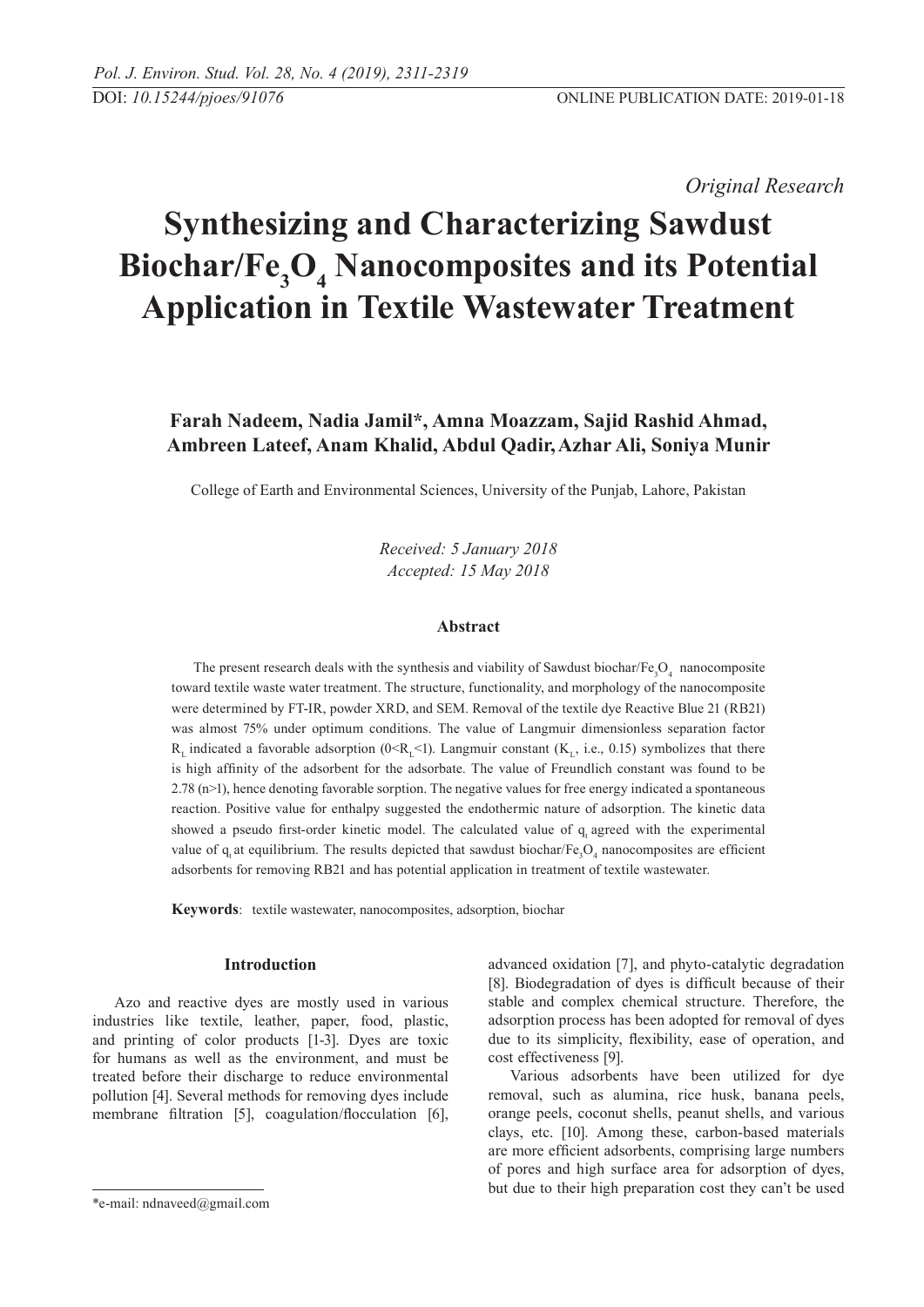*Original Research*

# Synthesizing and Characterizing Sawdust Biochar/$Fe_3O_4$ Nanocomposites and its Potential Application in Textile Wastewater Treatment

**Farah Nadeem, Nadia Jamil*, Amna Moazzam, Sajid Rashid Ahmad, Ambreen Lateef, Anam Khalid, Abdul Qadir, Azhar Ali, Soniya Munir**

College of Earth and Environmental Sciences, University of the Punjab, Lahore, Pakistan

*Received: 5 January 2018*
*Accepted: 15 May 2018*

## Abstract

The present research deals with the synthesis and viability of Sawdust biochar/$Fe_3O_4$ nanocomposite toward textile waste water treatment. The structure, functionality, and morphology of the nanocomposite were determined by FT-IR, powder XRD, and SEM. Removal of the textile dye Reactive Blue 21 (RB21) was almost 75% under optimum conditions. The value of Langmuir dimensionless separation factor $R_L$ indicated a favorable adsorption ($0<R_L<1$). Langmuir constant ($K_L$, i.e., 0.15) symbolizes that there is high affinity of the adsorbent for the adsorbate. The value of Freundlich constant was found to be 2.78 (n>1), hence denoting favorable sorption. The negative values for free energy indicated a spontaneous reaction. Positive value for enthalpy suggested the endothermic nature of adsorption. The kinetic data showed a pseudo first-order kinetic model. The calculated value of $q_t$ agreed with the experimental value of $q_t$ at equilibrium. The results depicted that sawdust biochar/$Fe_3O_4$ nanocomposites are efficient adsorbents for removing RB21 and has potential application in treatment of textile wastewater.

**Keywords**: textile wastewater, nanocomposites, adsorption, biochar

## Introduction

Azo and reactive dyes are mostly used in various industries like textile, leather, paper, food, plastic, and printing of color products [1-3]. Dyes are toxic for humans as well as the environment, and must be treated before their discharge to reduce environmental pollution [4]. Several methods for removing dyes include membrane filtration [5], coagulation/flocculation [6], advanced oxidation [7], and phyto-catalytic degradation [8]. Biodegradation of dyes is difficult because of their stable and complex chemical structure. Therefore, the adsorption process has been adopted for removal of dyes due to its simplicity, flexibility, ease of operation, and cost effectiveness [9].

Various adsorbents have been utilized for dye removal, such as alumina, rice husk, banana peels, orange peels, coconut shells, peanut shells, and various clays, etc. [10]. Among these, carbon-based materials are more efficient adsorbents, comprising large numbers of pores and high surface area for adsorption of dyes, but due to their high preparation cost they can't be used

*e-mail: ndnaveed@gmail.com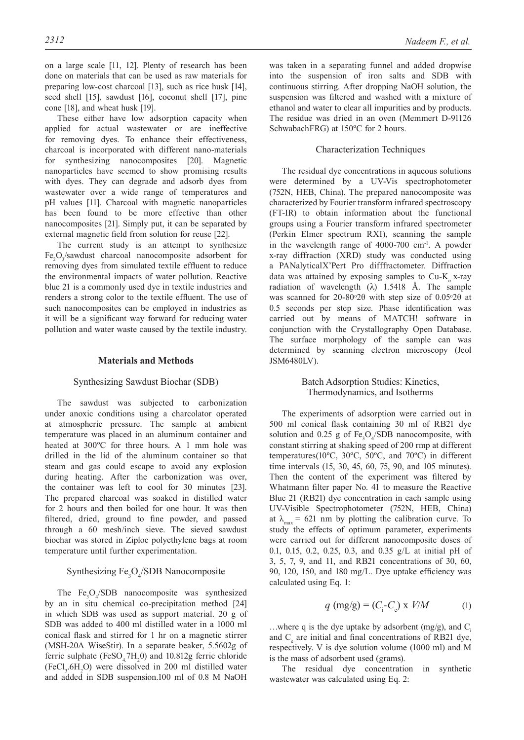on a large scale [11, 12]. Plenty of research has been done on materials that can be used as raw materials for preparing low-cost charcoal [13], such as rice husk [14], seed shell [15], sawdust [16], coconut shell [17], pine cone [18], and wheat husk [19].

These either have low adsorption capacity when applied for actual wastewater or are ineffective for removing dyes. To enhance their effectiveness, charcoal is incorporated with different nano-materials for synthesizing nanocomposites [20]. Magnetic nanoparticles have seemed to show promising results with dyes. They can degrade and adsorb dyes from wastewater over a wide range of temperatures and pH values [11]. Charcoal with magnetic nanoparticles has been found to be more effective than other nanocomposites [21]. Simply put, it can be separated by external magnetic field from solution for reuse [22].

The current study is an attempt to synthesize $Fe_2O_3$/sawdust charcoal nanocomposite adsorbent for removing dyes from simulated textile effluent to reduce the environmental impacts of water pollution. Reactive blue 21 is a commonly used dye in textile industries and renders a strong color to the textile effluent. The use of such nanocomposites can be employed in industries as it will be a significant way forward for reducing water pollution and water waste caused by the textile industry.

## Materials and Methods

### Synthesizing Sawdust Biochar (SDB)

The sawdust was subjected to carbonization under anoxic conditions using a charcolator operated at atmospheric pressure. The sample at ambient temperature was placed in an aluminum container and heated at 300ºC for three hours. A 1 mm hole was drilled in the lid of the aluminum container so that steam and gas could escape to avoid any explosion during heating. After the carbonization was over, the container was left to cool for 30 minutes [23]. The prepared charcoal was soaked in distilled water for 2 hours and then boiled for one hour. It was then filtered, dried, ground to fine powder, and passed through a 60 mesh/inch sieve. The sieved sawdust biochar was stored in Ziploc polyethylene bags at room temperature until further experimentation.

### Synthesizing $Fe_3O_4$/SDB Nanocomposite

The $Fe_3O_4$/SDB nanocomposite was synthesized by an in situ chemical co-precipitation method [24] in which SDB was used as support material. 20 g of SDB was added to 400 ml distilled water in a 1000 ml conical flask and stirred for 1 hr on a magnetic stirrer (MSH-20A WiseStir). In a separate beaker, 5.5602g of ferric sulphate ($FeSO_4.7H_20$) and 10.812g ferric chloride ($FeCl_3.6H_2O$) were dissolved in 200 ml distilled water and added in SDB suspension.100 ml of 0.8 M NaOH was taken in a separating funnel and added dropwise into the suspension of iron salts and SDB with continuous stirring. After dropping NaOH solution, the suspension was filtered and washed with a mixture of ethanol and water to clear all impurities and by products. The residue was dried in an oven (Memmert D-91126 SchwabachFRG) at 150ºC for 2 hours.

### Characterization Techniques

The residual dye concentrations in aqueous solutions were determined by a UV-Vis spectrophotometer (752N, HEB, China). The prepared nanocomposite was characterized by Fourier transform infrared spectroscopy (FT-IR) to obtain information about the functional groups using a Fourier transform infrared spectrometer (Perkin Elmer spectrum RXI), scanning the sample in the wavelength range of 4000-700 $cm^{-1}$. A powder x-ray diffraction (XRD) study was conducted using a PANalyticalX'Pert Pro difffractometer. Diffraction data was attained by exposing samples to Cu-$K_\alpha$ x-ray radiation of wavelength (λ) 1.5418 Å. The sample was scanned for 20-80°2θ with step size of 0.05°2θ at 0.5 seconds per step size. Phase identification was carried out by means of MATCH! software in conjunction with the Crystallography Open Database. The surface morphology of the sample can was determined by scanning electron microscopy (Jeol JSM6480LV).

### Batch Adsorption Studies: Kinetics, Thermodynamics, and Isotherms

The experiments of adsorption were carried out in 500 ml conical flask containing 30 ml of RB21 dye solution and 0.25 g of $Fe_3O_4$/SDB nanocomposite, with constant stirring at shaking speed of 200 rmp at different temperatures(10ºC, 30ºC, 50ºC, and 70ºC) in different time intervals (15, 30, 45, 60, 75, 90, and 105 minutes). Then the content of the experiment was filtered by Whatmann filter paper No. 41 to measure the Reactive Blue 21 (RB21) dye concentration in each sample using UV-Visible Spectrophotometer (752N, HEB, China) at $\lambda_{max}$ = 621 nm by plotting the calibration curve. To study the effects of optimum parameter, experiments were carried out for different nanocomposite doses of 0.1, 0.15, 0.2, 0.25, 0.3, and 0.35 g/L at initial pH of 3, 5, 7, 9, and 11, and RB21 concentrations of 30, 60, 90, 120, 150, and 180 mg/L. Dye uptake efficiency was calculated using Eq. 1:

$$q \text{ (mg/g)} = (C_i\text{-}C_e) \text{ x } V/M \qquad (1)$$

…where q is the dye uptake by adsorbent (mg/g), and $C_i$ and $C_e$ are initial and final concentrations of RB21 dye, respectively. V is dye solution volume (1000 ml) and M is the mass of adsorbent used (grams).

The residual dye concentration in synthetic wastewater was calculated using Eq. 2: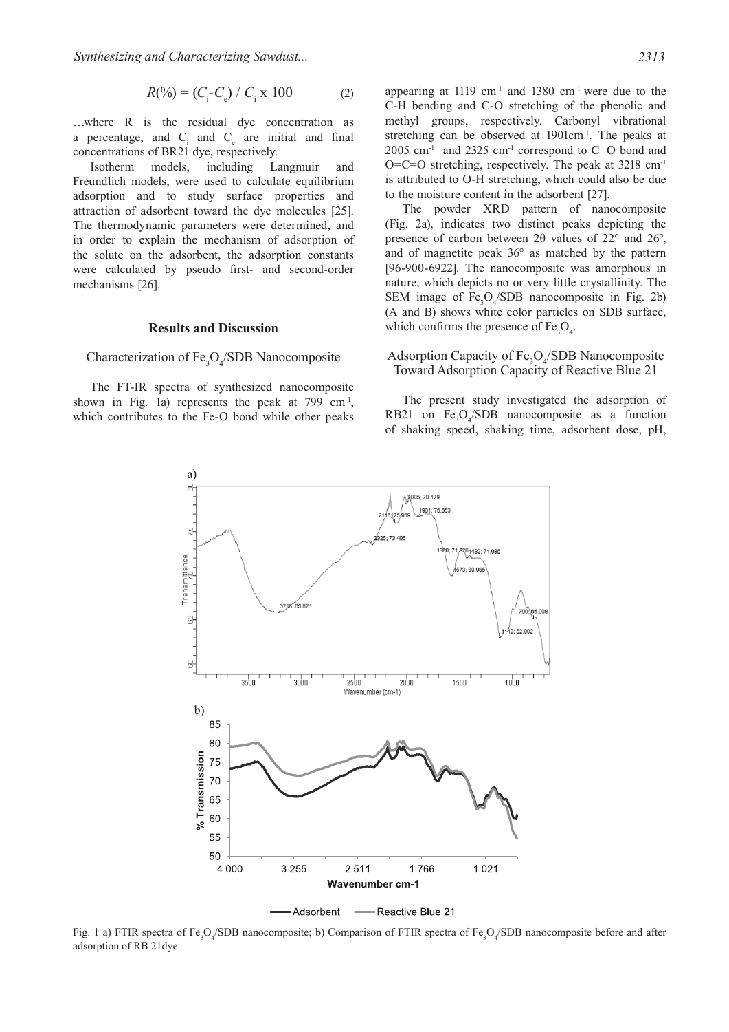$$R(\%) = (C_i - C_e) / C_i \times 100 \quad (2)$$

…where R is the residual dye concentration as a percentage, and $C_i$ and $C_e$ are initial and final concentrations of BR21 dye, respectively.

Isotherm models, including Langmuir and Freundlich models, were used to calculate equilibrium adsorption and to study surface properties and attraction of adsorbent toward the dye molecules [25]. The thermodynamic parameters were determined, and in order to explain the mechanism of adsorption of the solute on the adsorbent, the adsorption constants were calculated by pseudo first- and second-order mechanisms [26].

## Results and Discussion

### Characterization of $Fe_3O_4$/SDB Nanocomposite

The FT-IR spectra of synthesized nanocomposite shown in Fig. 1a) represents the peak at 799 $cm^{-1}$, which contributes to the Fe-O bond while other peaks appearing at 1119 $cm^{-1}$ and 1380 $cm^{-1}$ were due to the C-H bending and C-O stretching of the phenolic and methyl groups, respectively. Carbonyl vibrational stretching can be observed at 1901$cm^{-1}$. The peaks at 2005 $cm^{-1}$ and 2325 $cm^{-1}$ correspond to C=O bond and O=C=O stretching, respectively. The peak at 3218 $cm^{-1}$ is attributed to O-H stretching, which could also be due to the moisture content in the adsorbent [27].

The powder XRD pattern of nanocomposite (Fig. 2a), indicates two distinct peaks depicting the presence of carbon between 2θ values of 22° and 26°, and of magnetite peak 36° as matched by the pattern [96-900-6922]. The nanocomposite was amorphous in nature, which depicts no or very little crystallinity. The SEM image of $Fe_3O_4$/SDB nanocomposite in Fig. 2b) (A and B) shows white color particles on SDB surface, which confirms the presence of $Fe_3O_4$.

### Adsorption Capacity of $Fe_3O_4$/SDB Nanocomposite Toward Adsorption Capacity of Reactive Blue 21

The present study investigated the adsorption of RB21 on $Fe_3O_4$/SDB nanocomposite as a function of shaking speed, shaking time, adsorbent dose, pH,

Fig. 1 a) FTIR spectra of $Fe_3O_4$/SDB nanocomposite; b) Comparison of FTIR spectra of $Fe_3O_4$/SDB nanocomposite before and after adsorption of RB 21dye.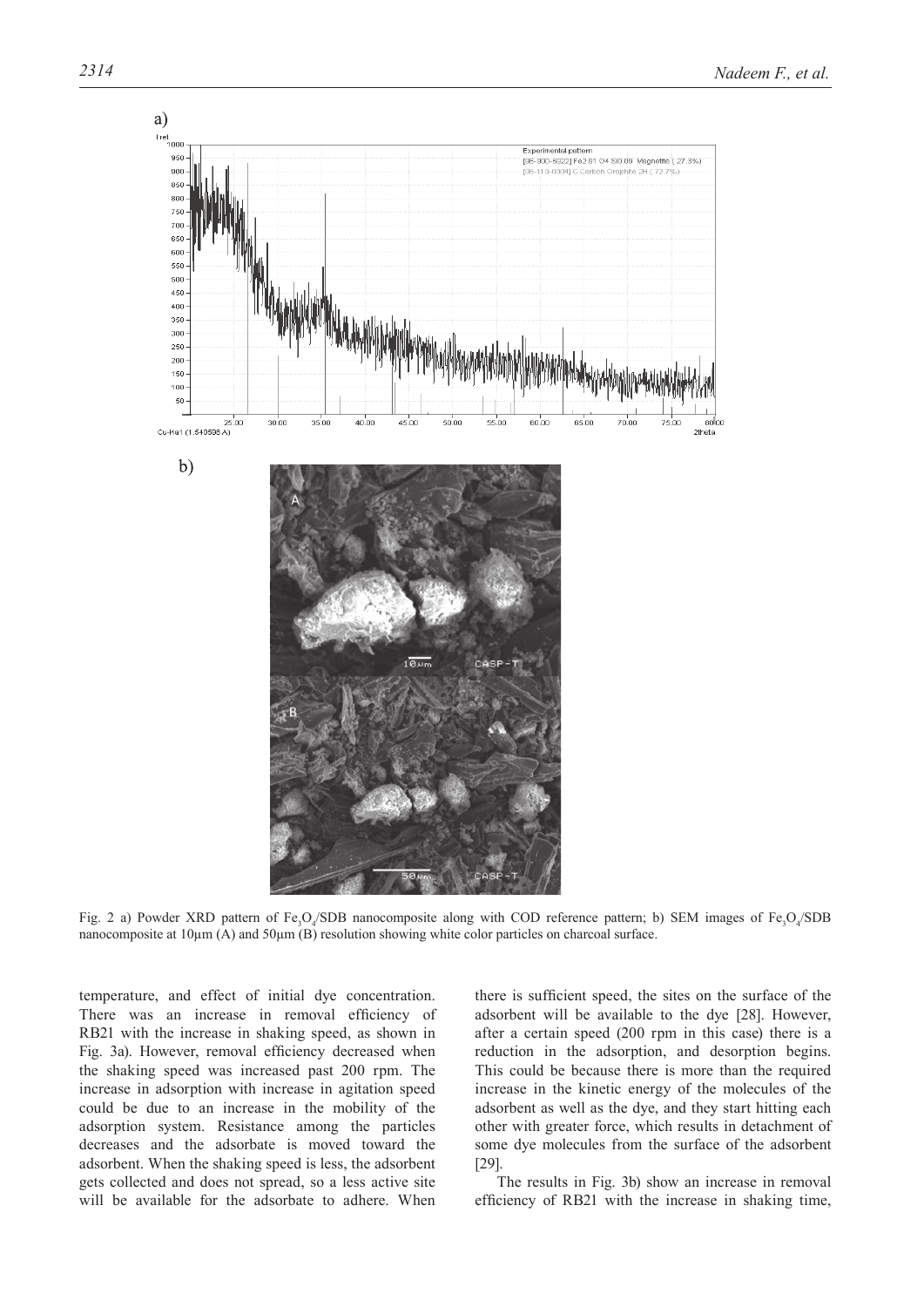Fig. 2 a) Powder XRD pattern of $Fe_3O_4$/SDB nanocomposite along with COD reference pattern; b) SEM images of $Fe_3O_4$/SDB nanocomposite at 10µm (A) and 50µm (B) resolution showing white color particles on charcoal surface.

temperature, and effect of initial dye concentration. There was an increase in removal efficiency of RB21 with the increase in shaking speed, as shown in Fig. 3a). However, removal efficiency decreased when the shaking speed was increased past 200 rpm. The increase in adsorption with increase in agitation speed could be due to an increase in the mobility of the adsorption system. Resistance among the particles decreases and the adsorbate is moved toward the adsorbent. When the shaking speed is less, the adsorbent gets collected and does not spread, so a less active site will be available for the adsorbate to adhere. When there is sufficient speed, the sites on the surface of the adsorbent will be available to the dye [28]. However, after a certain speed (200 rpm in this case) there is a reduction in the adsorption, and desorption begins. This could be because there is more than the required increase in the kinetic energy of the molecules of the adsorbent as well as the dye, and they start hitting each other with greater force, which results in detachment of some dye molecules from the surface of the adsorbent [29].

The results in Fig. 3b) show an increase in removal efficiency of RB21 with the increase in shaking time,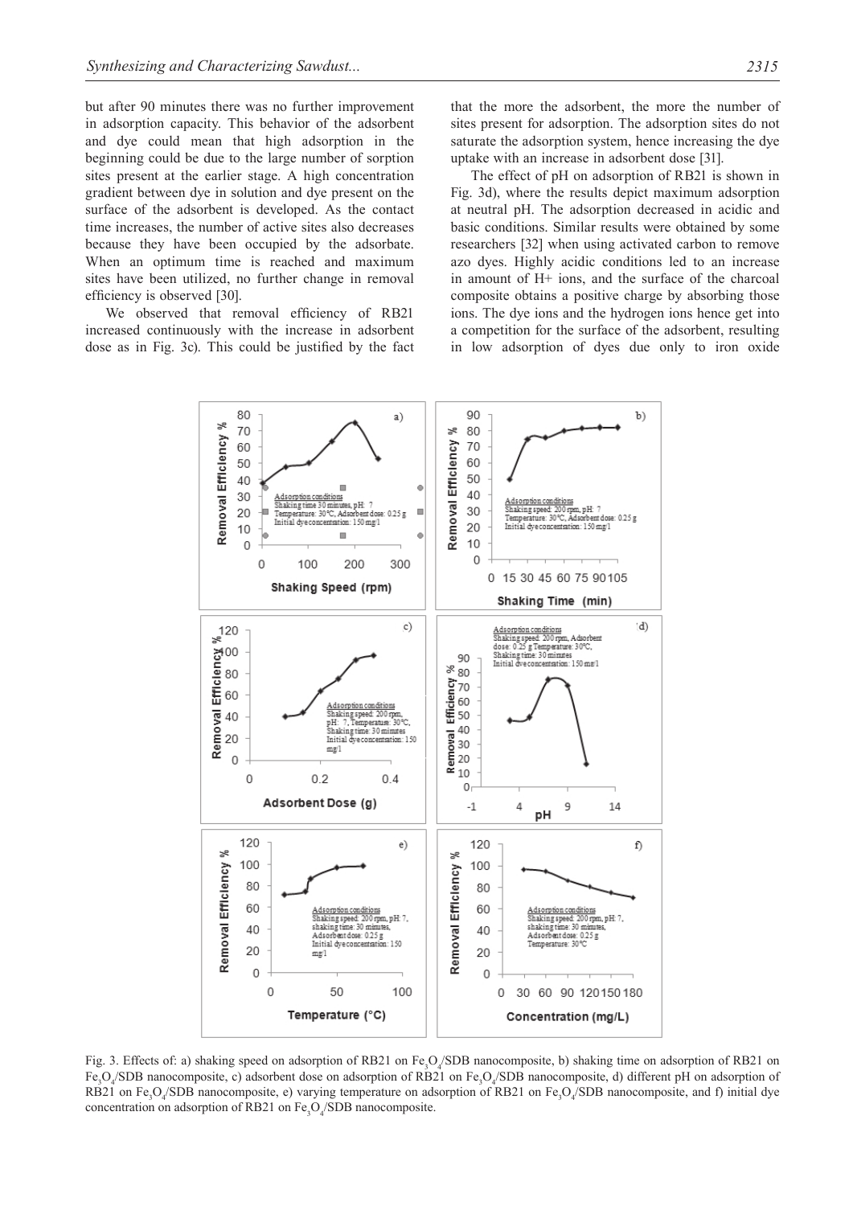but after 90 minutes there was no further improvement in adsorption capacity. This behavior of the adsorbent and dye could mean that high adsorption in the beginning could be due to the large number of sorption sites present at the earlier stage. A high concentration gradient between dye in solution and dye present on the surface of the adsorbent is developed. As the contact time increases, the number of active sites also decreases because they have been occupied by the adsorbate. When an optimum time is reached and maximum sites have been utilized, no further change in removal efficiency is observed [30].

We observed that removal efficiency of RB21 increased continuously with the increase in adsorbent dose as in Fig. 3c). This could be justified by the fact that the more the adsorbent, the more the number of sites present for adsorption. The adsorption sites do not saturate the adsorption system, hence increasing the dye uptake with an increase in adsorbent dose [31].

The effect of pH on adsorption of RB21 is shown in Fig. 3d), where the results depict maximum adsorption at neutral pH. The adsorption decreased in acidic and basic conditions. Similar results were obtained by some researchers [32] when using activated carbon to remove azo dyes. Highly acidic conditions led to an increase in amount of $H^+$ ions, and the surface of the charcoal composite obtains a positive charge by absorbing those ions. The dye ions and the hydrogen ions hence get into a competition for the surface of the adsorbent, resulting in low adsorption of dyes due only to iron oxide

Fig. 3. Effects of: a) shaking speed on adsorption of RB21 on $Fe_3O_4$/SDB nanocomposite, b) shaking time on adsorption of RB21 on $Fe_3O_4$/SDB nanocomposite, c) adsorbent dose on adsorption of RB21 on $Fe_3O_4$/SDB nanocomposite, d) different pH on adsorption of RB21 on $Fe_3O_4$/SDB nanocomposite, e) varying temperature on adsorption of RB21 on $Fe_3O_4$/SDB nanocomposite, and f) initial dye concentration on adsorption of RB21 on $Fe_3O_4$/SDB nanocomposite.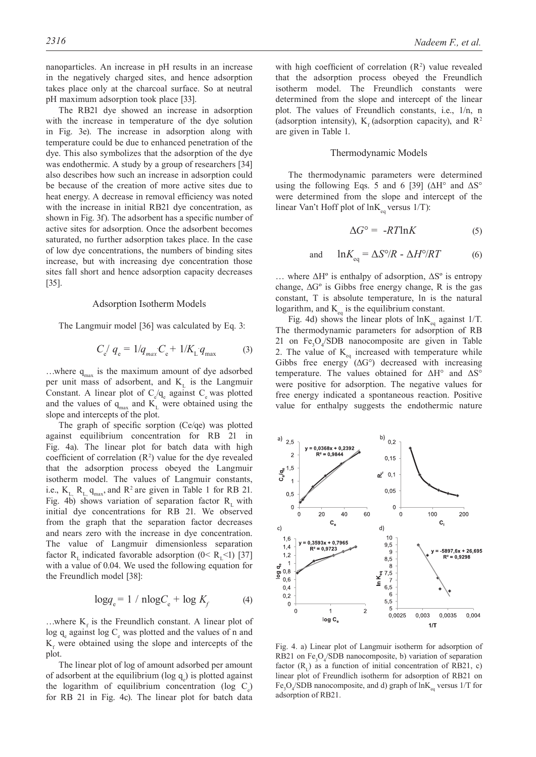nanoparticles. An increase in pH results in an increase in the negatively charged sites, and hence adsorption takes place only at the charcoal surface. So at neutral pH maximum adsorption took place [33].

The RB21 dye showed an increase in adsorption with the increase in temperature of the dye solution in Fig. 3e). The increase in adsorption along with temperature could be due to enhanced penetration of the dye. This also symbolizes that the adsorption of the dye was endothermic. A study by a group of researchers [34] also describes how such an increase in adsorption could be because of the creation of more active sites due to heat energy. A decrease in removal efficiency was noted with the increase in initial RB21 dye concentration, as shown in Fig. 3f). The adsorbent has a specific number of active sites for adsorption. Once the adsorbent becomes saturated, no further adsorption takes place. In the case of low dye concentrations, the numbers of binding sites increase, but with increasing dye concentration those sites fall short and hence adsorption capacity decreases [35].

## Adsorption Isotherm Models

The Langmuir model [36] was calculated by Eq. 3:

$$C_e/\,q_e = 1/q_{max} \cdot C_e + 1/K_L \cdot q_{max} \tag{3}$$

…where $q_{max}$ is the maximum amount of dye adsorbed per unit mass of adsorbent, and $K_L$ is the Langmuir Constant. A linear plot of $C_e/q_e$ against $C_e$ was plotted and the values of $q_{max}$ and $K_L$ were obtained using the slope and intercepts of the plot.

The graph of specific sorption (Ce/qe) was plotted against equilibrium concentration for RB 21 in Fig. 4a). The linear plot for batch data with high coefficient of correlation ($R^2$) value for the dye revealed that the adsorption process obeyed the Langmuir isotherm model. The values of Langmuir constants, i.e., $K_L$, $R_L$, $q_{max}$, and $R^2$ are given in Table 1 for RB 21. Fig. 4b) shows variation of separation factor $R_L$ with initial dye concentrations for RB 21. We observed from the graph that the separation factor decreases and nears zero with the increase in dye concentration. The value of Langmuir dimensionless separation factor $R_L$ indicated favorable adsorption ($0< R_L<1$) [37] with a value of 0.04. We used the following equation for the Freundlich model [38]:

$$\log q_e = 1 / n \log C_e + \log K_f \tag{4}$$

…where $K_f$ is the Freundlich constant. A linear plot of $\log q_e$ against $\log C_e$ was plotted and the values of n and $K_f$ were obtained using the slope and intercepts of the plot.

The linear plot of log of amount adsorbed per amount of adsorbent at the equilibrium ($\log q_e$) is plotted against the logarithm of equilibrium concentration ($\log C_e$) for RB 21 in Fig. 4c). The linear plot for batch data with high coefficient of correlation ($R^2$) value revealed that the adsorption process obeyed the Freundlich isotherm model. The Freundlich constants were determined from the slope and intercept of the linear plot. The values of Freundlich constants, i.e., 1/n, n (adsorption intensity), $K_f$ (adsorption capacity), and $R^2$ are given in Table 1.

## Thermodynamic Models

The thermodynamic parameters were determined using the following Eqs. 5 and 6 [39] (ΔH° and ΔS° were determined from the slope and intercept of the linear Van't Hoff plot of $\ln K_{eq}$ versus 1/T):

$$\Delta G^\circ = -RT\ln K \tag{5}$$

$$\text{and} \quad \ln K_{eq} = \Delta S^\circ/R - \Delta H^\circ/RT \tag{6}$$

… where ΔHº is enthalpy of adsorption, ΔSº is entropy change, ΔGº is Gibbs free energy change, R is the gas constant, T is absolute temperature, ln is the natural logarithm, and $K_{eq}$ is the equilibrium constant.

Fig. 4d) shows the linear plots of $\ln K_{eq}$ against 1/T. The thermodynamic parameters for adsorption of RB 21 on $Fe_3O_4$/SDB nanocomposite are given in Table 2. The value of $K_{eq}$ increased with temperature while Gibbs free energy (ΔG°) decreased with increasing temperature. The values obtained for ΔH° and ΔS° were positive for adsorption. The negative values for free energy indicated a spontaneous reaction. Positive value for enthalpy suggests the endothermic nature

Fig. 4. a) Linear plot of Langmuir isotherm for adsorption of RB21 on $Fe_3O_4$/SDB nanocomposite, b) variation of separation factor ($R_L$) as a function of initial concentration of RB21, c) linear plot of Freundlich isotherm for adsorption of RB21 on $Fe_3O_4$/SDB nanocomposite, and d) graph of $\ln K_{eq}$ versus 1/T for adsorption of RB21.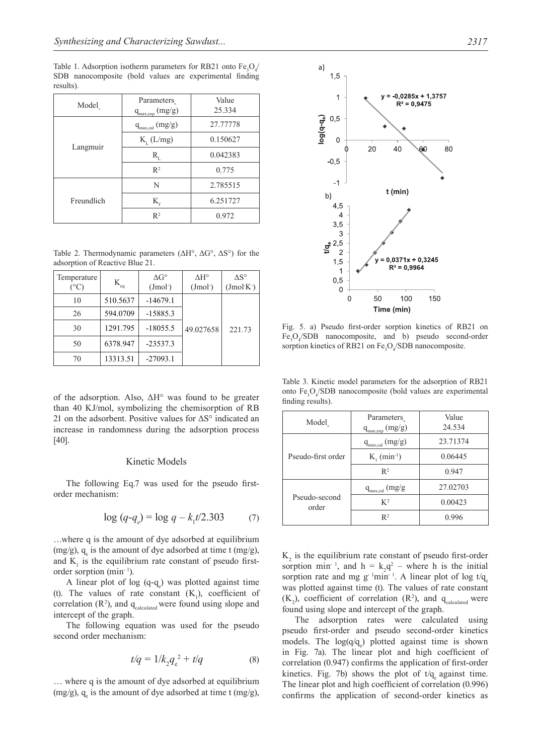Table 1. Adsorption isotherm parameters for RB21 onto $Fe_3O_4$/SDB nanocomposite (bold values are experimental finding results).

| Model | Parameters $q_{max,exp}$ (mg/g) | Value 25.334 |
|---|---|---|
| Langmuir | $q_{max,cal}$ (mg/g) | 27.77778 |
| | $K_L$ (L/mg) | 0.150627 |
| | $R_L$ | 0.042383 |
| | $R^2$ | 0.775 |
| Freundlich | N | 2.785515 |
| | $K_f$ | 6.251727 |
| | $R^2$ | 0.972 |

Table 2. Thermodynamic parameters (ΔH°, ΔG°, ΔS°) for the adsorption of Reactive Blue 21.

| Temperature (°C) | $K_{eq}$ | ΔG° (Jmol⁻) | ΔH° (Jmol⁻) | ΔS° (Jmol⁻K⁻) |
|---|---|---|---|---|
| 10 | 510.5637 | -14679.1 | 49.027658 | 221.73 |
| 26 | 594.0709 | -15885.3 | | |
| 30 | 1291.795 | -18055.5 | | |
| 50 | 6378.947 | -23537.3 | | |
| 70 | 13313.51 | -27093.1 | | |

of the adsorption. Also, ΔH° was found to be greater than 40 KJ/mol, symbolizing the chemisorption of RB 21 on the adsorbent. Positive values for ΔS° indicated an increase in randomness during the adsorption process [40].

## Kinetic Models

The following Eq.7 was used for the pseudo first-order mechanism:

$$\log (q\text{-}q_e) = \log q - k_1 t/2.303 \qquad (7)$$

…where q is the amount of dye adsorbed at equilibrium (mg/g), $q_e$ is the amount of dye adsorbed at time t (mg/g), and $K_1$ is the equilibrium rate constant of pseudo first-order sorption (min⁻¹).

A linear plot of log ($q$-$q_e$) was plotted against time (t). The values of rate constant ($K_1$), coefficient of correlation ($R^2$), and $q_{calculated}$ were found using slope and intercept of the graph.

The following equation was used for the pseudo second order mechanism:

$$t/q = 1/k_2 q_e^{\,2} + t/q \qquad (8)$$

… where q is the amount of dye adsorbed at equilibrium (mg/g), $q_e$ is the amount of dye adsorbed at time t (mg/g), $K_2$ is the equilibrium rate constant of pseudo first-order sorption min⁻¹, and $h = k_2 q^2$ – where h is the initial sorption rate and mg g⁻¹min⁻¹. A linear plot of log $t/q_e$ was plotted against time (t). The values of rate constant ($K_2$), coefficient of correlation ($R^2$), and $q_{calculated}$ were found using slope and intercept of the graph.

The adsorption rates were calculated using pseudo first-order and pseudo second-order kinetics models. The $\log(q/q_e)$ plotted against time is shown in Fig. 7a). The linear plot and high coefficient of correlation (0.947) confirms the application of first-order kinetics. Fig. 7b) shows the plot of $t/q_e$ against time. The linear plot and high coefficient of correlation (0.996) confirms the application of second-order kinetics as

Fig. 5. a) Pseudo first-order sorption kinetics of RB21 on $Fe_3O_4$/SDB nanocomposite, and b) pseudo second-order sorption kinetics of RB21 on $Fe_3O_4$/SDB nanocomposite.

Table 3. Kinetic model parameters for the adsorption of RB21 onto $Fe_3O_4$/SDB nanocomposite (bold values are experimental finding results).

| Model | Parameters $q_{max,exp}$ (mg/g) | Value 24.534 |
|---|---|---|
| Pseudo-first order | $q_{max,cal}$ (mg/g) | 23.71374 |
| | $K_1$ (min⁻¹) | 0.06445 |
| | $R^2$ | 0.947 |
| Pseudo-second order | $q_{max,cal}$ (mg/g | 27.02703 |
| | $K^2$ | 0.00423 |
| | $R^2$ | 0.996 |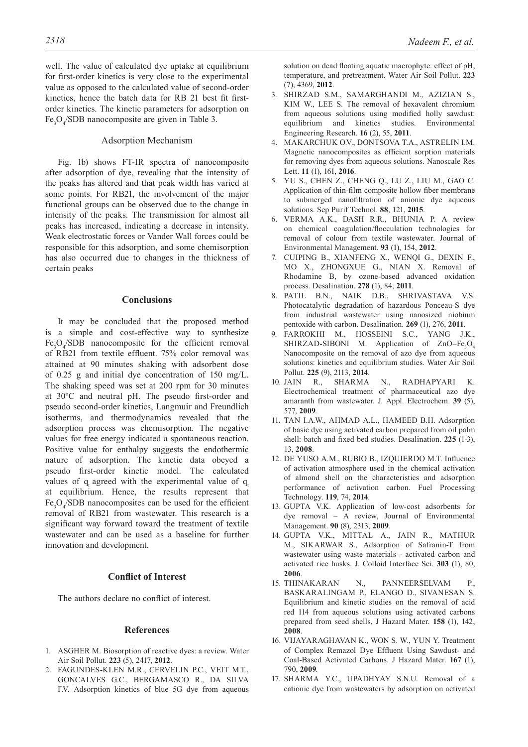well. The value of calculated dye uptake at equilibrium for first-order kinetics is very close to the experimental value as opposed to the calculated value of second-order kinetics, hence the batch data for RB 21 best fit first-order kinetics. The kinetic parameters for adsorption on $Fe_3O_4$/SDB nanocomposite are given in Table 3.

### Adsorption Mechanism

Fig. 1b) shows FT-IR spectra of nanocomposite after adsorption of dye, revealing that the intensity of the peaks has altered and that peak width has varied at some points. For RB21, the involvement of the major functional groups can be observed due to the change in intensity of the peaks. The transmission for almost all peaks has increased, indicating a decrease in intensity. Weak electrostatic forces or Vander Wall forces could be responsible for this adsorption, and some chemisorption has also occurred due to changes in the thickness of certain peaks

## Conclusions

It may be concluded that the proposed method is a simple and cost-effective way to synthesize $Fe_3O_4$/SDB nanocomposite for the efficient removal of RB21 from textile effluent. 75% color removal was attained at 90 minutes shaking with adsorbent dose of 0.25 g and initial dye concentration of 150 mg/L. The shaking speed was set at 200 rpm for 30 minutes at 30ºC and neutral pH. The pseudo first-order and pseudo second-order kinetics, Langmuir and Freundlich isotherms, and thermodynamics revealed that the adsorption process was chemisorption. The negative values for free energy indicated a spontaneous reaction. Positive value for enthalpy suggests the endothermic nature of adsorption. The kinetic data obeyed a pseudo first-order kinetic model. The calculated values of $q_t$ agreed with the experimental value of $q_t$ at equilibrium. Hence, the results represent that $Fe_3O_4$/SDB nanocomposites can be used for the efficient removal of RB21 from wastewater. This research is a significant way forward toward the treatment of textile wastewater and can be used as a baseline for further innovation and development.

## Conflict of Interest

The authors declare no conflict of interest.

## References

1. ASGHER M. Biosorption of reactive dyes: a review. Water Air Soil Pollut. **223** (5), 2417, **2012**.
2. FAGUNDES-KLEN M.R., CERVELIN P.C., VEIT M.T., GONCALVES G.C., BERGAMASCO R., DA SILVA F.V. Adsorption kinetics of blue 5G dye from aqueous solution on dead floating aquatic macrophyte: effect of pH, temperature, and pretreatment. Water Air Soil Pollut. **223** (7), 4369, **2012**.
3. SHIRZAD S.M., SAMARGHANDI M., AZIZIAN S., KIM W., LEE S. The removal of hexavalent chromium from aqueous solutions using modified holly sawdust: equilibrium and kinetics studies. Environmental Engineering Research. **16** (2), 55, **2011**.
4. MAKARCHUK O.V., DONTSOVA T.A., ASTRELIN I.M. Magnetic nanocomposites as efficient sorption materials for removing dyes from aqueous solutions. Nanoscale Res Lett. **11** (1), 161, **2016**.
5. YU S., CHEN Z., CHENG Q., LU Z., LIU M., GAO C. Application of thin-film composite hollow fiber membrane to submerged nanofiltration of anionic dye aqueous solutions. Sep Purif Technol. **88**, 121, **2015**.
6. VERMA A.K., DASH R.R., BHUNIA P. A review on chemical coagulation/flocculation technologies for removal of colour from textile wastewater. Journal of Environmental Management. **93** (1), 154, **2012**.
7. CUIPING B., XIANFENG X., WENQI G., DEXIN F., MO X., ZHONGXUE G., NIAN X. Removal of Rhodamine B, by ozone-based advanced oxidation process. Desalination. **278** (1), 84, **2011**.
8. PATIL B.N., NAIK D.B., SHRIVASTAVA V.S. Photocatalytic degradation of hazardous Ponceau-S dye from industrial wastewater using nanosized niobium pentoxide with carbon. Desalination. **269** (1), 276, **2011**.
9. FARROKHI M., HOSSEINI S.C., YANG J.K., SHIRZAD-SIBONI M. Application of $ZnO–Fe_3O_4$ Nanocomposite on the removal of azo dye from aqueous solutions: kinetics and equilibrium studies. Water Air Soil Pollut. **225** (9), 2113, **2014**.
10. JAIN R., SHARMA N., RADHAPYARI K. Electrochemical treatment of pharmaceutical azo dye amaranth from wastewater. J. Appl. Electrochem. **39** (5), 577, **2009**.
11. TAN I.A.W., AHMAD A.L., HAMEED B.H. Adsorption of basic dye using activated carbon prepared from oil palm shell: batch and fixed bed studies. Desalination. **225** (1-3), 13, **2008**.
12. DE YUSO A.M., RUBIO B., IZQUIERDO M.T. Influence of activation atmosphere used in the chemical activation of almond shell on the characteristics and adsorption performance of activation carbon. Fuel Processing Technology. **119**, 74, **2014**.
13. GUPTA V.K. Application of low-cost adsorbents for dye removal – A review, Journal of Environmental Management. **90** (8), 2313, **2009**.
14. GUPTA V.K., MITTAL A., JAIN R., MATHUR M., SIKARWAR S., Adsorption of Safranin-T from wastewater using waste materials - activated carbon and activated rice husks. J. Colloid Interface Sci. **303** (1), 80, **2006**.
15. THINAKARAN N., PANNEERSELVAM P., BASKARALINGAM P., ELANGO D., SIVANESAN S. Equilibrium and kinetic studies on the removal of acid red 114 from aqueous solutions using activated carbons prepared from seed shells, J Hazard Mater. **158** (1), 142, **2008**.
16. VIJAYARAGHAVAN K., WON S. W., YUN Y. Treatment of Complex Remazol Dye Effluent Using Sawdust- and Coal-Based Activated Carbons. J Hazard Mater. **167** (1), 790, **2009**.
17. SHARMA Y.C., UPADHYAY S.N.U. Removal of a cationic dye from wastewaters by adsorption on activated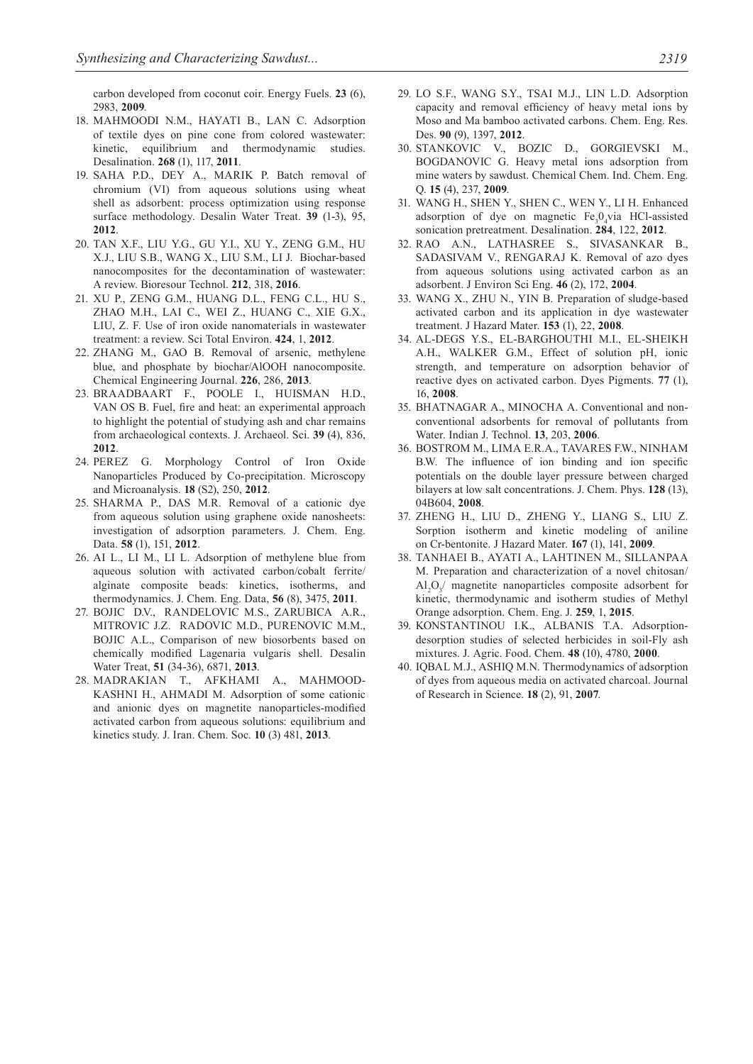carbon developed from coconut coir. Energy Fuels. **23** (6), 2983, **2009**.

18. MAHMOODI N.M., HAYATI B., LAN C. Adsorption of textile dyes on pine cone from colored wastewater: kinetic, equilibrium and thermodynamic studies. Desalination. **268** (1), 117, **2011**.
19. SAHA P.D., DEY A., MARIK P. Batch removal of chromium (VI) from aqueous solutions using wheat shell as adsorbent: process optimization using response surface methodology. Desalin Water Treat. **39** (1-3), 95, **2012**.
20. TAN X.F., LIU Y.G., GU Y.I., XU Y., ZENG G.M., HU X.J., LIU S.B., WANG X., LIU S.M., LI J. Biochar-based nanocomposites for the decontamination of wastewater: A review. Bioresour Technol. **212**, 318, **2016**.
21. XU P., ZENG G.M., HUANG D.L., FENG C.L., HU S., ZHAO M.H., LAI C., WEI Z., HUANG C., XIE G.X., LIU, Z. F. Use of iron oxide nanomaterials in wastewater treatment: a review. Sci Total Environ. **424**, 1, **2012**.
22. ZHANG M., GAO B. Removal of arsenic, methylene blue, and phosphate by biochar/AlOOH nanocomposite. Chemical Engineering Journal. **226**, 286, **2013**.
23. BRAADBAART F., POOLE I., HUISMAN H.D., VAN OS B. Fuel, fire and heat: an experimental approach to highlight the potential of studying ash and char remains from archaeological contexts. J. Archaeol. Sci. **39** (4), 836, **2012**.
24. PEREZ G. Morphology Control of Iron Oxide Nanoparticles Produced by Co-precipitation. Microscopy and Microanalysis. **18** (S2), 250, **2012**.
25. SHARMA P., DAS M.R. Removal of a cationic dye from aqueous solution using graphene oxide nanosheets: investigation of adsorption parameters. J. Chem. Eng. Data. **58** (1), 151, **2012**.
26. AI L., LI M., LI L. Adsorption of methylene blue from aqueous solution with activated carbon/cobalt ferrite/alginate composite beads: kinetics, isotherms, and thermodynamics. J. Chem. Eng. Data, **56** (8), 3475, **2011**.
27. BOJIC D.V., RANDELOVIC M.S., ZARUBICA A.R., MITROVIC J.Z. RADOVIC M.D., PURENOVIC M.M., BOJIC A.L., Comparison of new biosorbents based on chemically modified Lagenaria vulgaris shell. Desalin Water Treat, **51** (34-36), 6871, **2013**.
28. MADRAKIAN T., AFKHAMI A., MAHMOOD-KASHNI H., AHMADI M. Adsorption of some cationic and anionic dyes on magnetite nanoparticles-modified activated carbon from aqueous solutions: equilibrium and kinetics study. J. Iran. Chem. Soc. **10** (3) 481, **2013**.
29. LO S.F., WANG S.Y., TSAI M.J., LIN L.D. Adsorption capacity and removal efficiency of heavy metal ions by Moso and Ma bamboo activated carbons. Chem. Eng. Res. Des. **90** (9), 1397, **2012**.
30. STANKOVIC V., BOZIC D., GORGIEVSKI M., BOGDANOVIC G. Heavy metal ions adsorption from mine waters by sawdust. Chemical Chem. Ind. Chem. Eng. Q. **15** (4), 237, **2009**.
31. WANG H., SHEN Y., SHEN C., WEN Y., LI H. Enhanced adsorption of dye on magnetic $Fe_3O_4$via HCl-assisted sonication pretreatment. Desalination. **284**, 122, **2012**.
32. RAO A.N., LATHASREE S., SIVASANKAR B., SADASIVAM V., RENGARAJ K. Removal of azo dyes from aqueous solutions using activated carbon as an adsorbent. J Environ Sci Eng. **46** (2), 172, **2004**.
33. WANG X., ZHU N., YIN B. Preparation of sludge-based activated carbon and its application in dye wastewater treatment. J Hazard Mater. **153** (1), 22, **2008**.
34. AL-DEGS Y.S., EL-BARGHOUTHI M.I., EL-SHEIKH A.H., WALKER G.M., Effect of solution pH, ionic strength, and temperature on adsorption behavior of reactive dyes on activated carbon. Dyes Pigments. **77** (1), 16, **2008**.
35. BHATNAGAR A., MINOCHA A. Conventional and non-conventional adsorbents for removal of pollutants from Water. Indian J. Technol. **13**, 203, **2006**.
36. BOSTROM M., LIMA E.R.A., TAVARES F.W., NINHAM B.W. The influence of ion binding and ion specific potentials on the double layer pressure between charged bilayers at low salt concentrations. J. Chem. Phys. **128** (13), 04B604, **2008**.
37. ZHENG H., LIU D., ZHENG Y., LIANG S., LIU Z. Sorption isotherm and kinetic modeling of aniline on Cr-bentonite. J Hazard Mater. **167** (1), 141, **2009**.
38. TANHAEI B., AYATI A., LAHTINEN M., SILLANPAA M. Preparation and characterization of a novel chitosan/$Al_2O_3$/ magnetite nanoparticles composite adsorbent for kinetic, thermodynamic and isotherm studies of Methyl Orange adsorption. Chem. Eng. J. **259**, 1, **2015**.
39. KONSTANTINOU I.K., ALBANIS T.A. Adsorption-desorption studies of selected herbicides in soil-Fly ash mixtures. J. Agric. Food. Chem. **48** (10), 4780, **2000**.
40. IQBAL M.J., ASHIQ M.N. Thermodynamics of adsorption of dyes from aqueous media on activated charcoal. Journal of Research in Science. **18** (2), 91, **2007**.